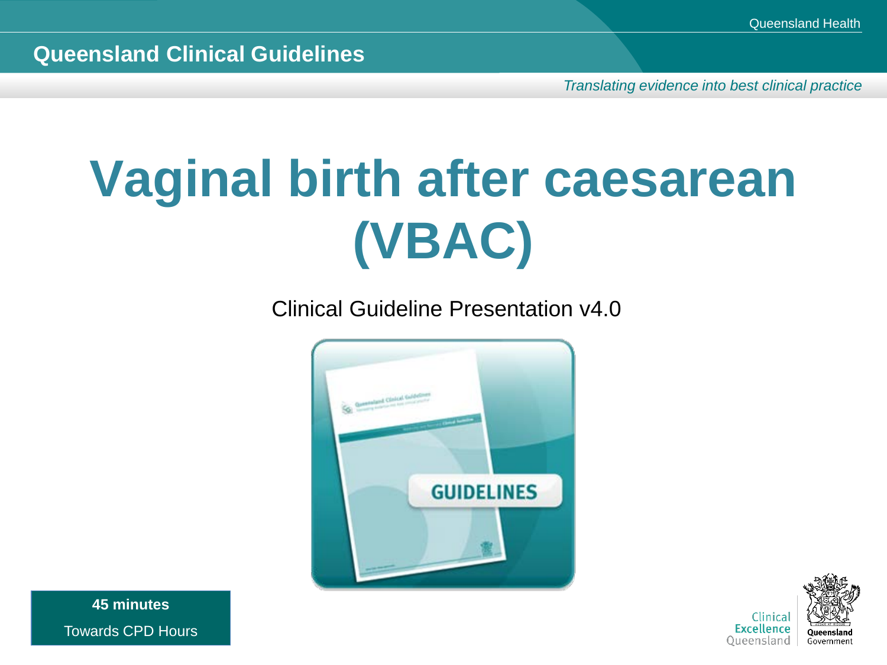Queensland Clinical Guidelines

*Translating evidence into best clinical practice*

# Vaginal birth after caesarean (VBAC)

Clinical Guideline Presentation v4.0

**45 minutes**

Towards CPD Hours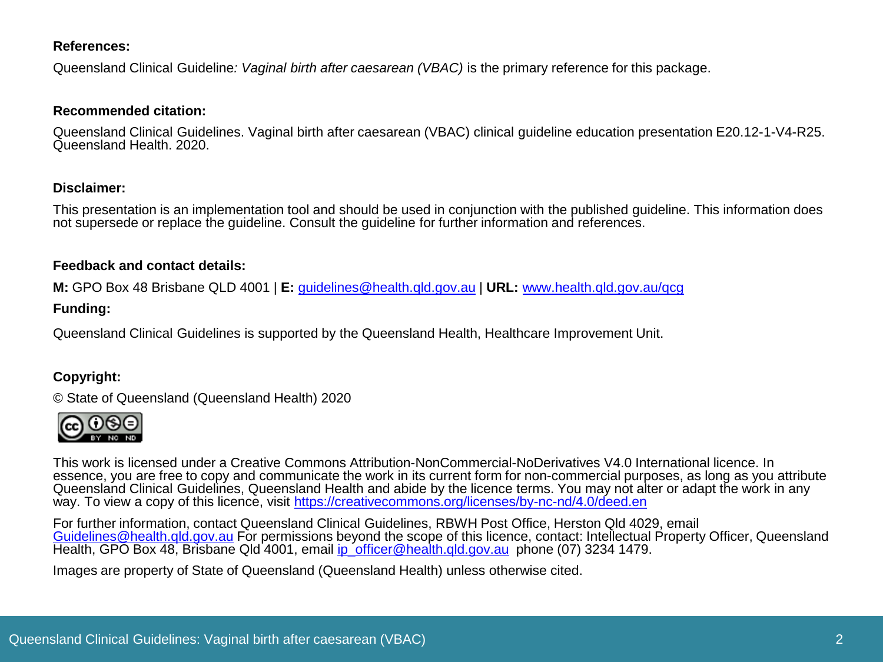**References:**

Queensland Clinical Guideline*: Vaginal birth after caesarean (VBAC)* is the primary reference for this package.

**Recommended citation:**

Queensland Clinical Guidelines. Vaginal birth after caesarean (VBAC) clinical guideline education presentation E20.12-1-V4-R25. Queensland Health. 2020.

**Disclaimer:**

This presentation is an implementation tool and should be used in conjunction with the published guideline. This information does not supersede or replace the guideline. Consult the guideline for further information and references.

**Feedback and contact details:**

**M:** GPO Box 48 Brisbane QLD 4001 | **E:** guidelines@health.qld.gov.au | **URL:** www.health.qld.gov.au/qcg

**Funding:**

Queensland Clinical Guidelines is supported by the Queensland Health, Healthcare Improvement Unit.

**Copyright:**

© State of Queensland (Queensland Health) 2020

This work is licensed under a Creative Commons Attribution-NonCommercial-NoDerivatives V4.0 International licence. In essence, you are free to copy and communicate the work in its current form for non-commercial purposes, as long as you attribute Queensland Clinical Guidelines, Queensland Health and abide by the licence terms. You may not alter or adapt the work in any way. To view a copy of this licence, visit https://creativecommons.org/licenses/by-nc-nd/4.0/deed.en

For further information, contact Queensland Clinical Guidelines, RBWH Post Office, Herston Qld 4029, email Guidelines@health.qld.gov.au For permissions beyond the scope of this licence, contact: Intellectual Property Officer, Queensland Health, GPO Box 48, Brisbane Qld 4001, email ip_officer@health.qld.gov.au phone (07) 3234 1479.

Images are property of State of Queensland (Queensland Health) unless otherwise cited.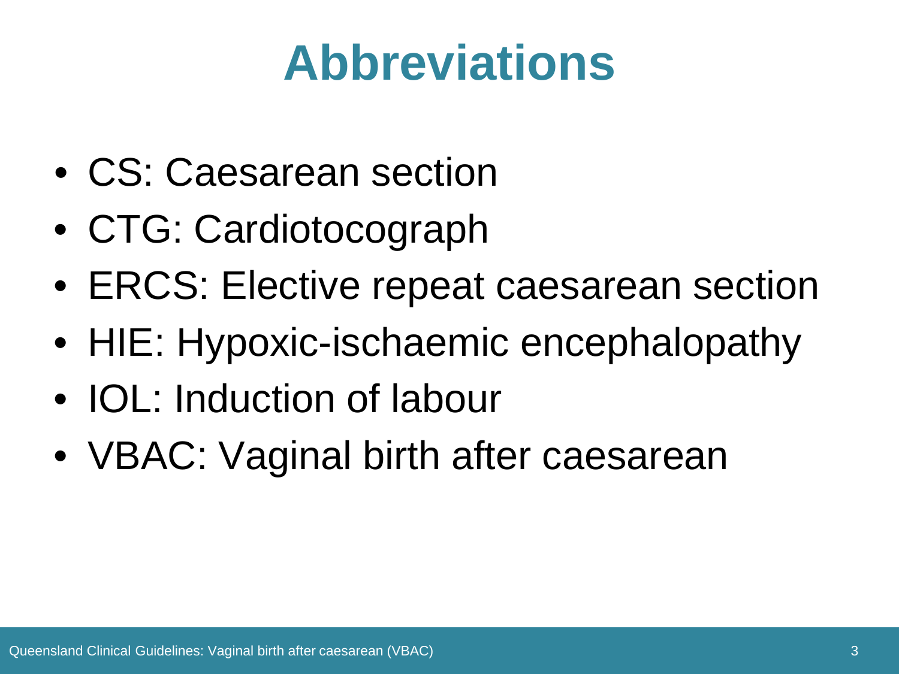# Abbreviations

- CS: Caesarean section
- CTG: Cardiotocograph
- ERCS: Elective repeat caesarean section
- HIE: Hypoxic-ischaemic encephalopathy
- IOL: Induction of labour
- VBAC: Vaginal birth after caesarean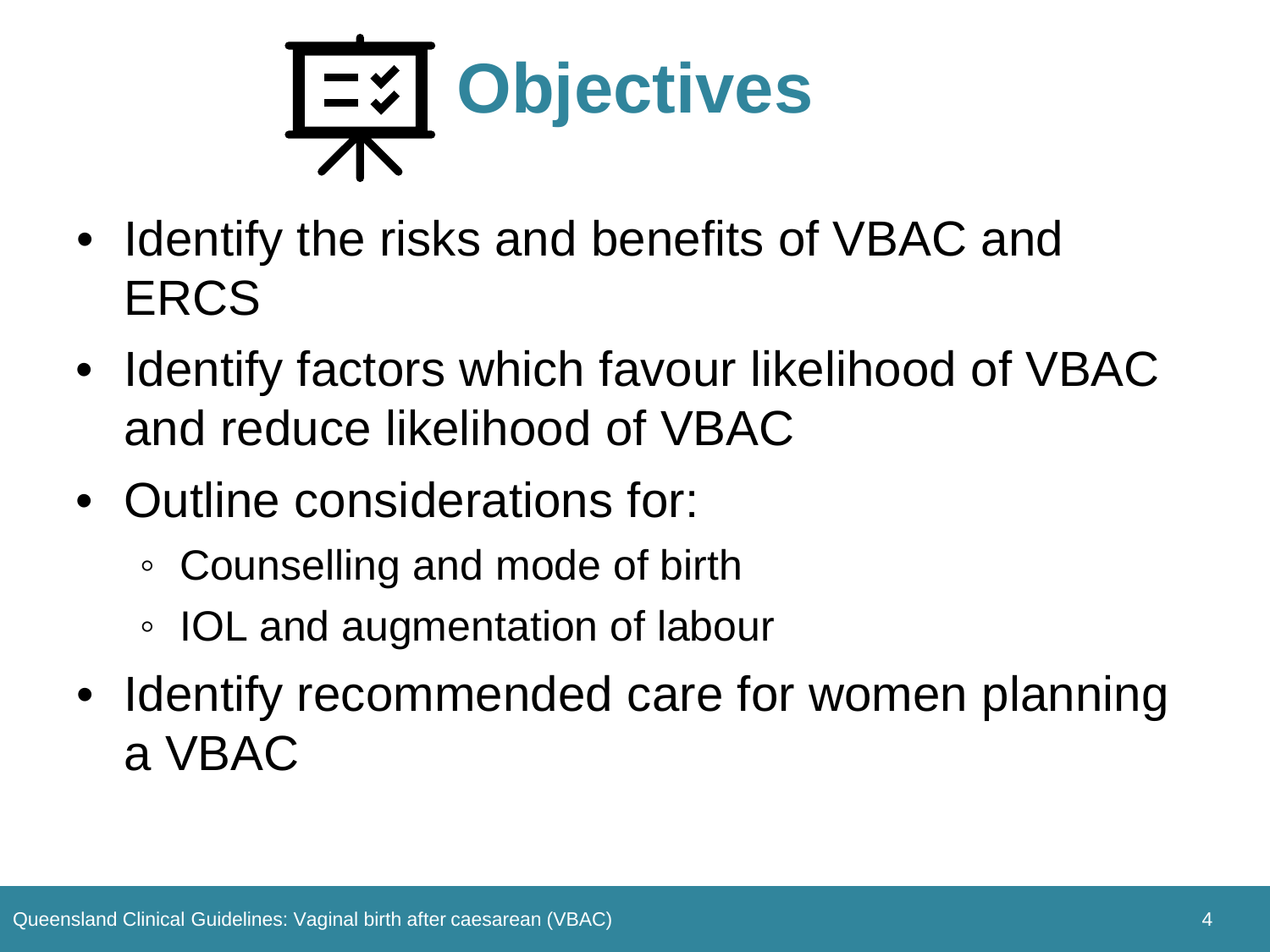# Objectives

- Identify the risks and benefits of VBAC and ERCS
- Identify factors which favour likelihood of VBAC and reduce likelihood of VBAC
- Outline considerations for:
  - Counselling and mode of birth
  - IOL and augmentation of labour
- Identify recommended care for women planning a VBAC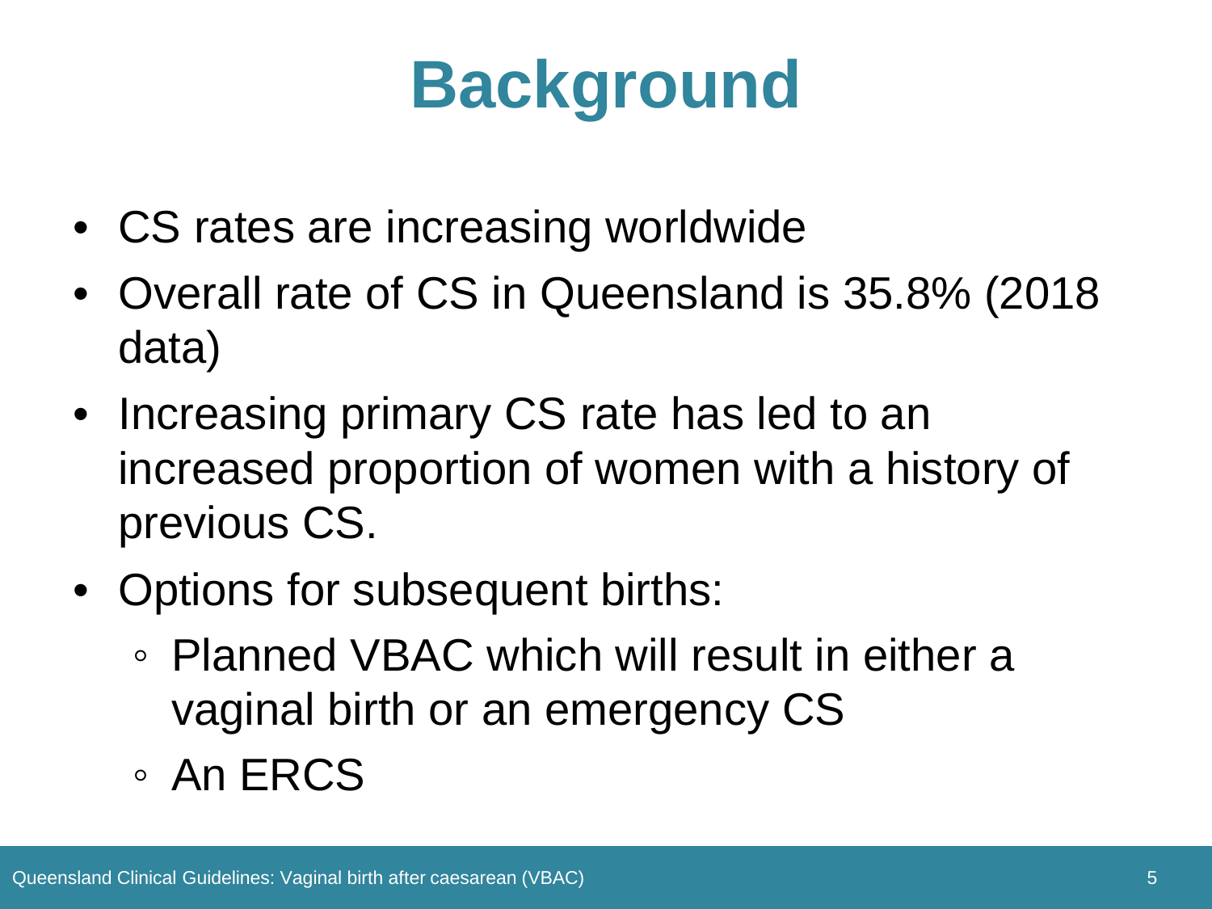# Background

- CS rates are increasing worldwide
- Overall rate of CS in Queensland is 35.8% (2018 data)
- Increasing primary CS rate has led to an increased proportion of women with a history of previous CS.
- Options for subsequent births:
  - Planned VBAC which will result in either a vaginal birth or an emergency CS
  - An ERCS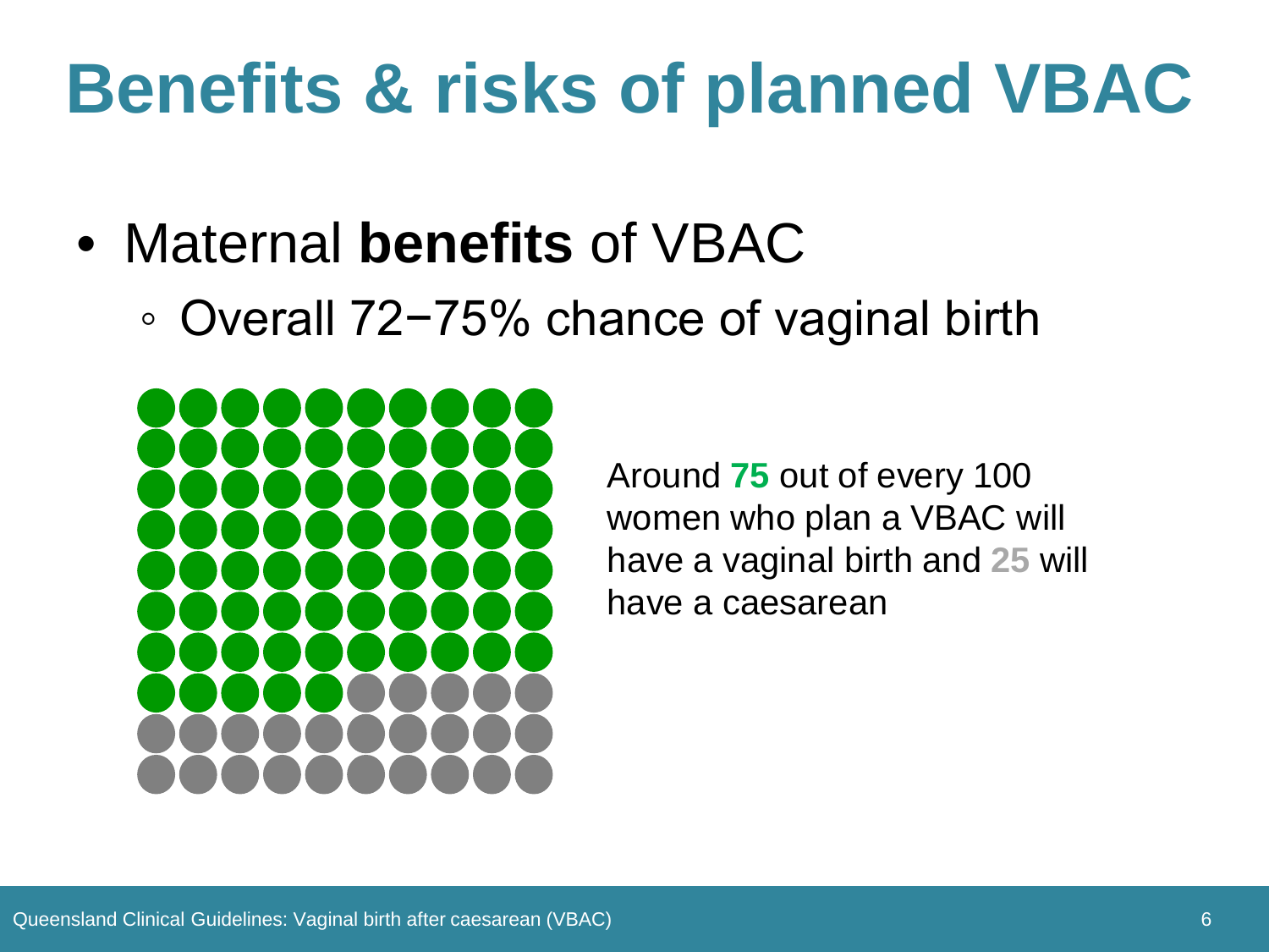# Benefits & risks of planned VBAC

- Maternal **benefits** of VBAC
  - Overall 72−75% chance of vaginal birth

Around **75** out of every 100 women who plan a VBAC will have a vaginal birth and **25** will have a caesarean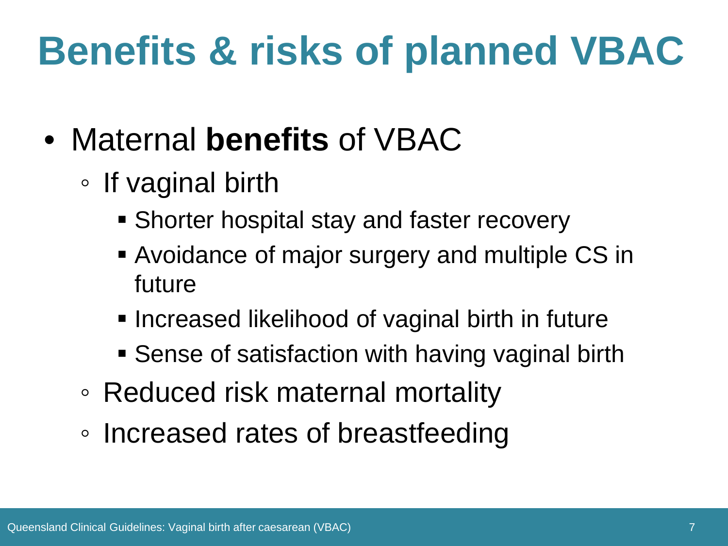# Benefits & risks of planned VBAC

- Maternal **benefits** of VBAC
  - If vaginal birth
    - Shorter hospital stay and faster recovery
    - Avoidance of major surgery and multiple CS in future
    - Increased likelihood of vaginal birth in future
    - Sense of satisfaction with having vaginal birth
  - Reduced risk maternal mortality
  - Increased rates of breastfeeding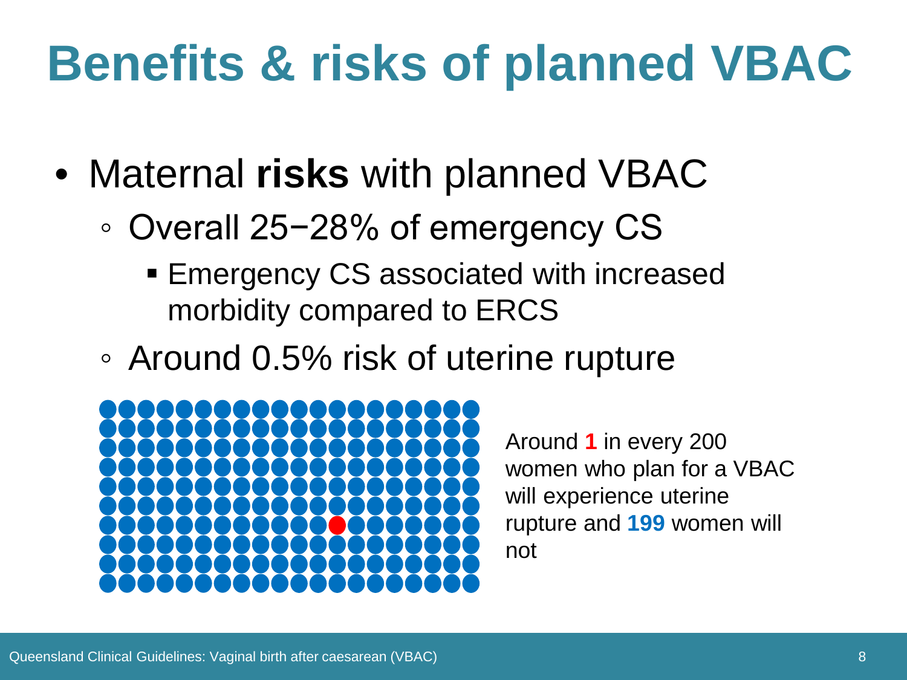# Benefits & risks of planned VBAC

- Maternal **risks** with planned VBAC
  - Overall 25−28% of emergency CS
    - Emergency CS associated with increased morbidity compared to ERCS
  - Around 0.5% risk of uterine rupture

Around **1** in every 200 women who plan for a VBAC will experience uterine rupture and **199** women will not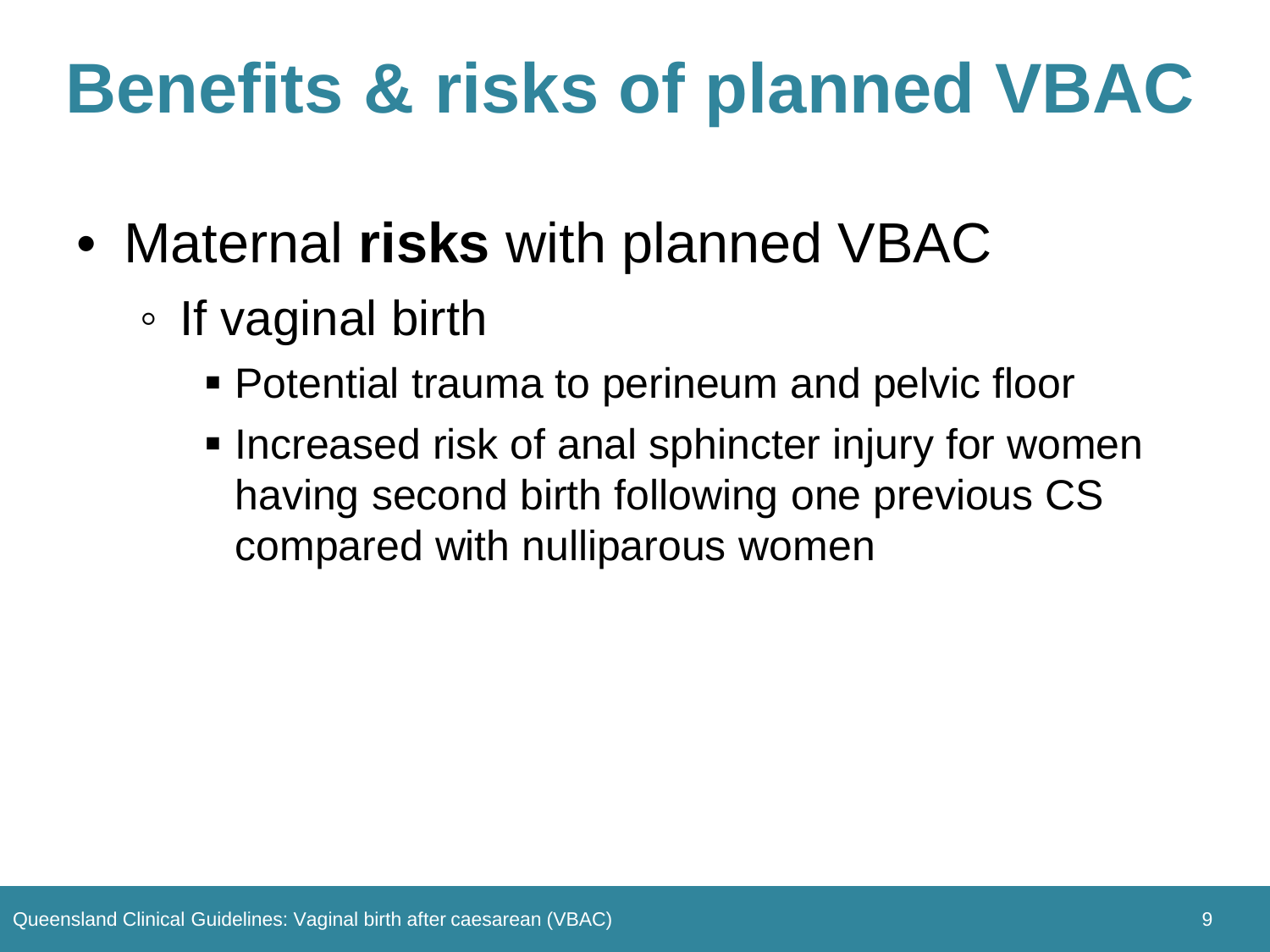# Benefits & risks of planned VBAC

- Maternal **risks** with planned VBAC
  - If vaginal birth
    - Potential trauma to perineum and pelvic floor
    - Increased risk of anal sphincter injury for women having second birth following one previous CS compared with nulliparous women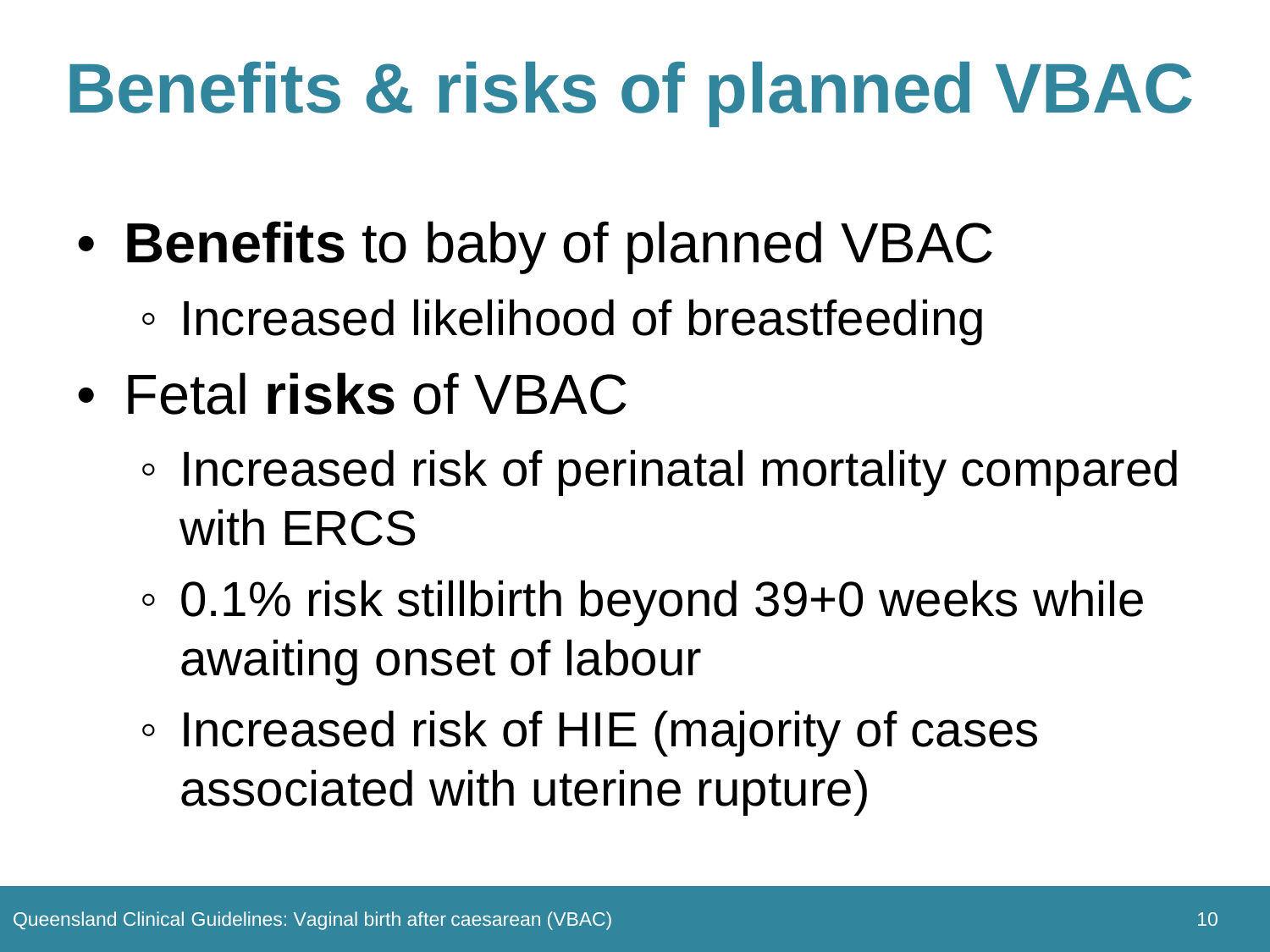# Benefits & risks of planned VBAC

- **Benefits** to baby of planned VBAC
  - Increased likelihood of breastfeeding
- Fetal **risks** of VBAC
  - Increased risk of perinatal mortality compared with ERCS
  - 0.1% risk stillbirth beyond 39+0 weeks while awaiting onset of labour
  - Increased risk of HIE (majority of cases associated with uterine rupture)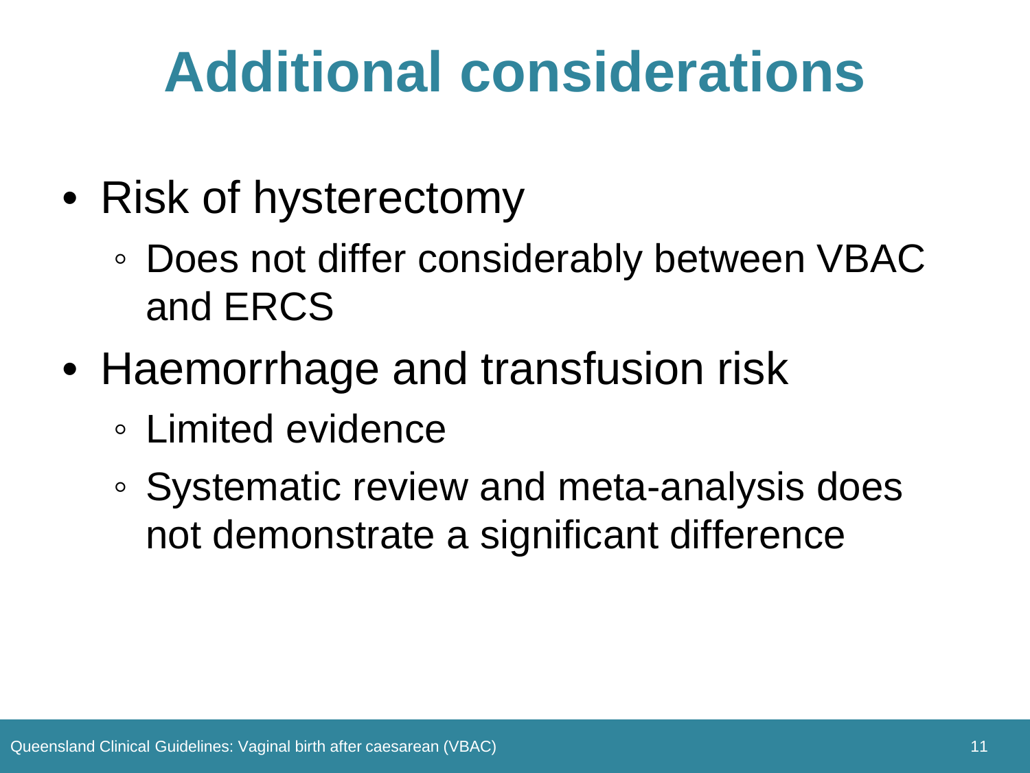# Additional considerations

- Risk of hysterectomy
  - Does not differ considerably between VBAC and ERCS
- Haemorrhage and transfusion risk
  - Limited evidence
  - Systematic review and meta-analysis does not demonstrate a significant difference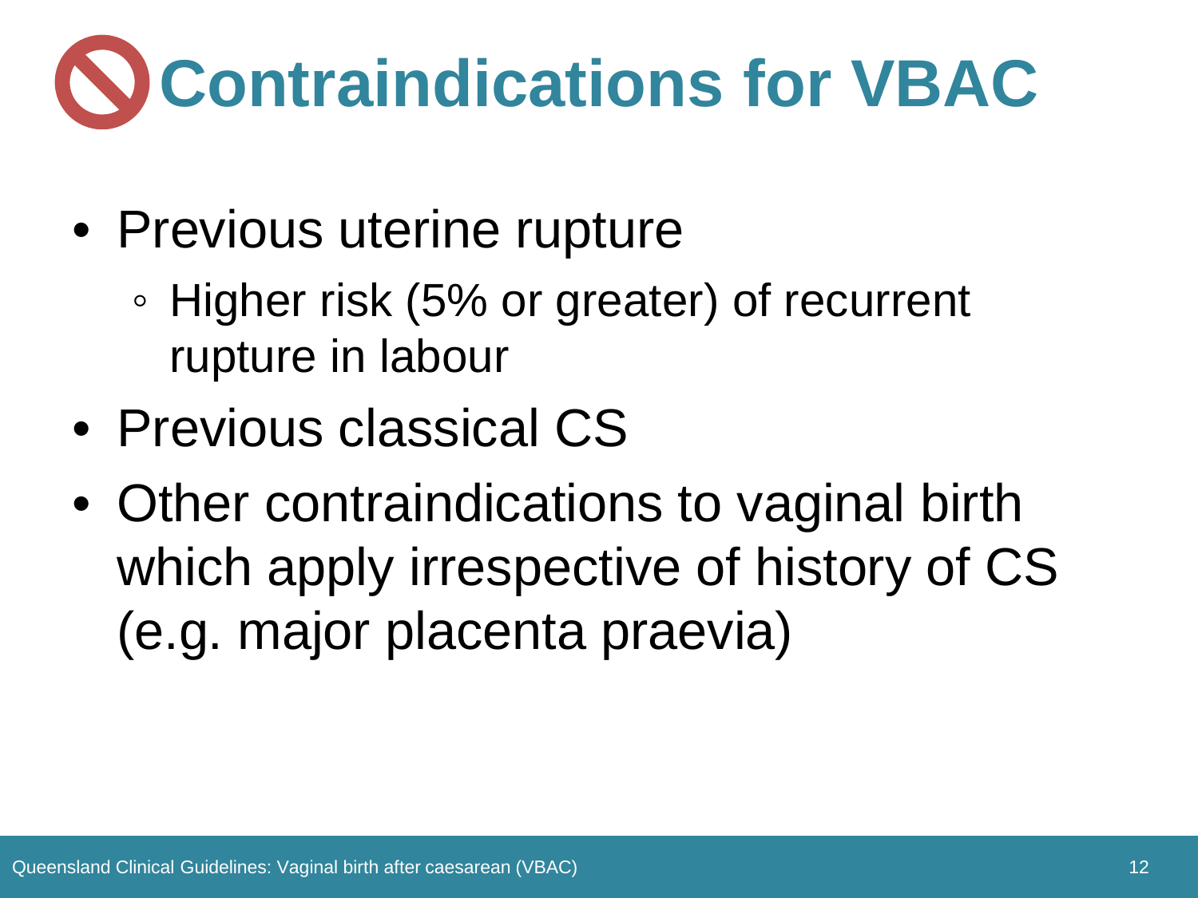# Contraindications for VBAC

- Previous uterine rupture
  - Higher risk (5% or greater) of recurrent rupture in labour
- Previous classical CS
- Other contraindications to vaginal birth which apply irrespective of history of CS (e.g. major placenta praevia)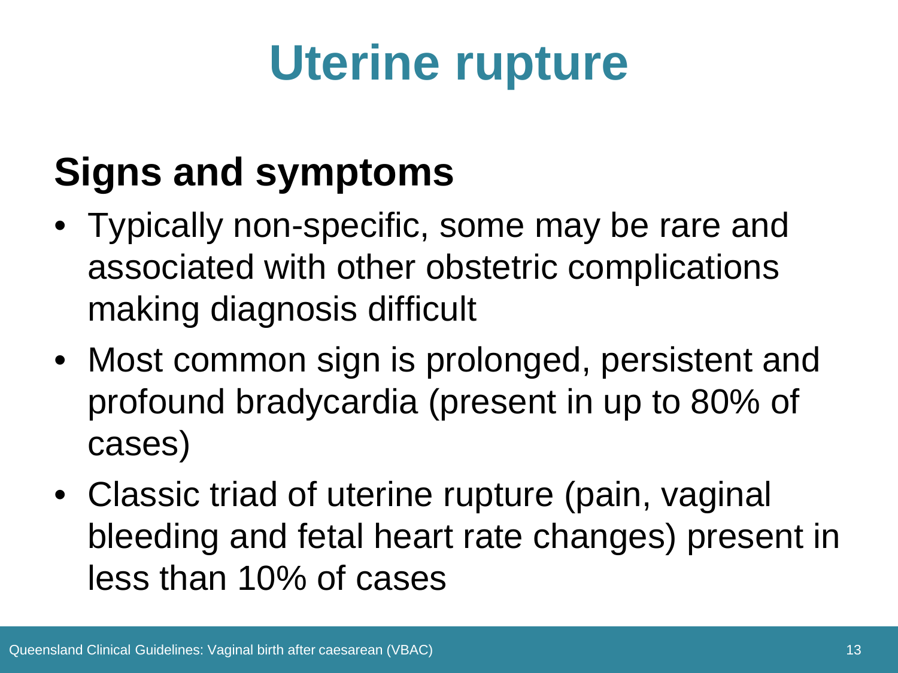# Uterine rupture

## Signs and symptoms

- Typically non-specific, some may be rare and associated with other obstetric complications making diagnosis difficult
- Most common sign is prolonged, persistent and profound bradycardia (present in up to 80% of cases)
- Classic triad of uterine rupture (pain, vaginal bleeding and fetal heart rate changes) present in less than 10% of cases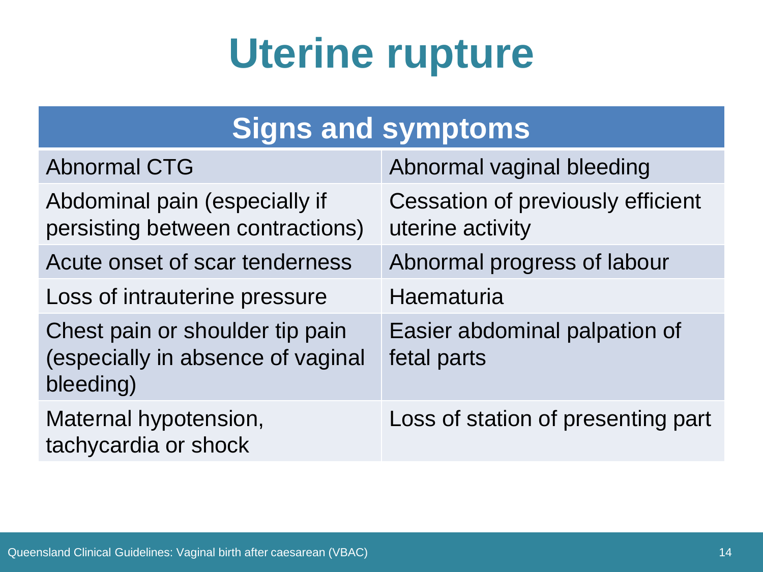# Uterine rupture

| Signs and symptoms | |
|---|---|
| Abnormal CTG | Abnormal vaginal bleeding |
| Abdominal pain (especially if persisting between contractions) | Cessation of previously efficient uterine activity |
| Acute onset of scar tenderness | Abnormal progress of labour |
| Loss of intrauterine pressure | Haematuria |
| Chest pain or shoulder tip pain (especially in absence of vaginal bleeding) | Easier abdominal palpation of fetal parts |
| Maternal hypotension, tachycardia or shock | Loss of station of presenting part |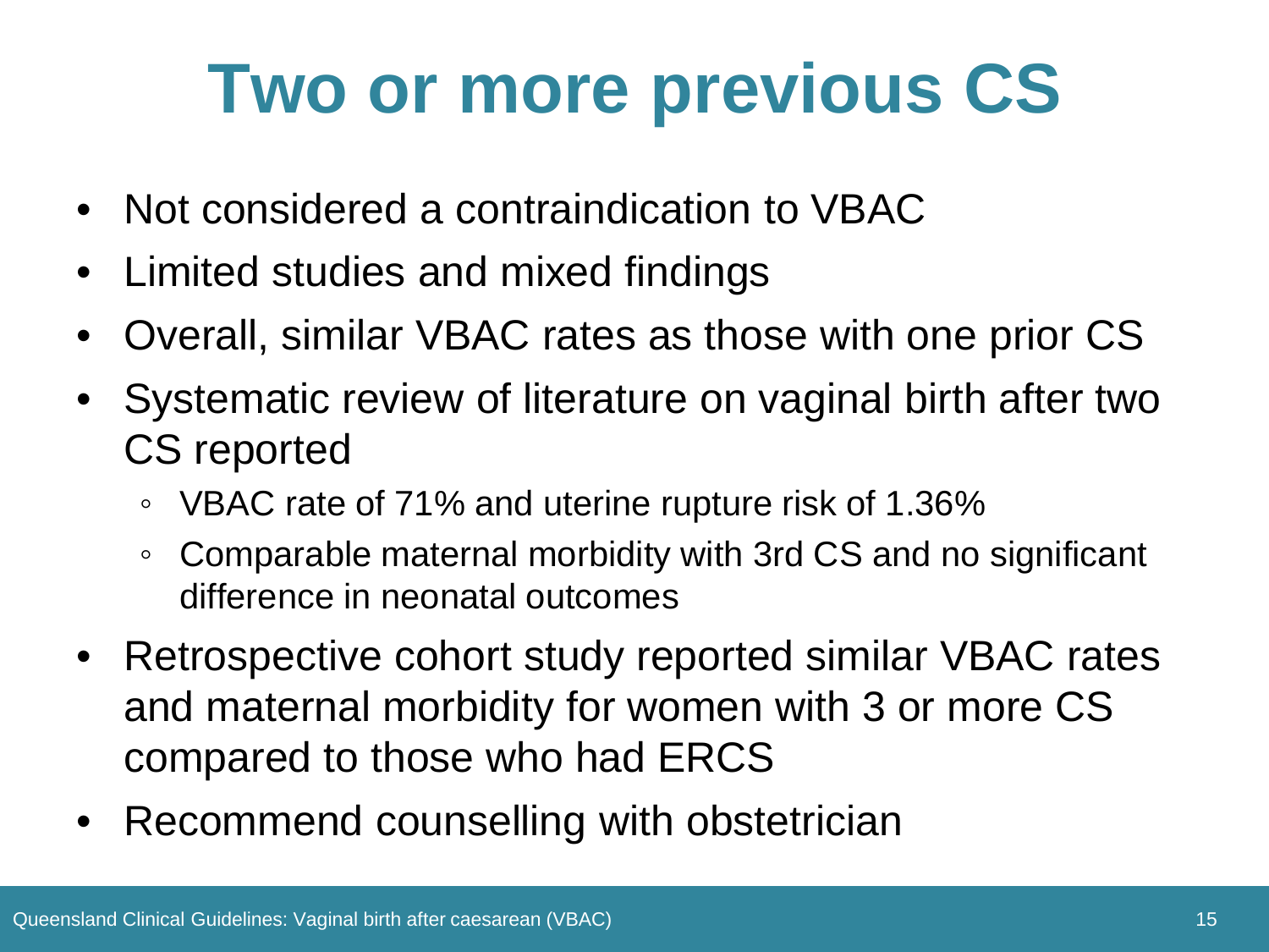# Two or more previous CS

- Not considered a contraindication to VBAC
- Limited studies and mixed findings
- Overall, similar VBAC rates as those with one prior CS
- Systematic review of literature on vaginal birth after two CS reported
  - VBAC rate of 71% and uterine rupture risk of 1.36%
  - Comparable maternal morbidity with 3rd CS and no significant difference in neonatal outcomes
- Retrospective cohort study reported similar VBAC rates and maternal morbidity for women with 3 or more CS compared to those who had ERCS
- Recommend counselling with obstetrician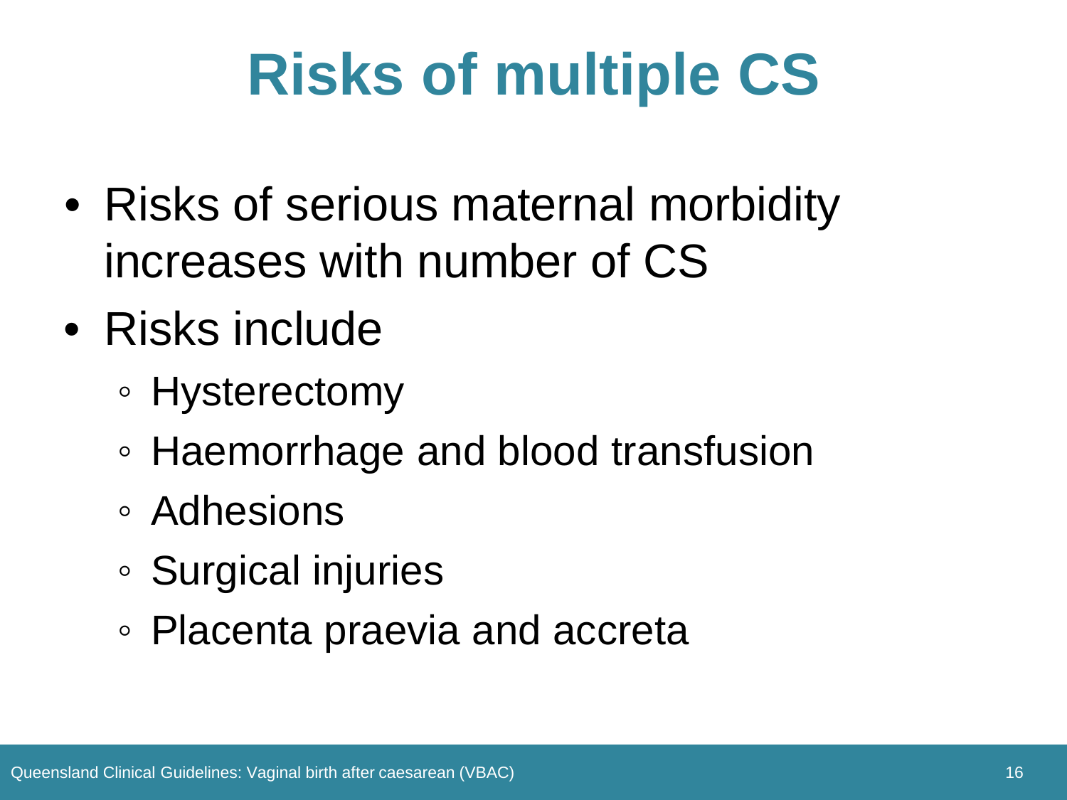# Risks of multiple CS

- Risks of serious maternal morbidity increases with number of CS
- Risks include
  - Hysterectomy
  - Haemorrhage and blood transfusion
  - Adhesions
  - Surgical injuries
  - Placenta praevia and accreta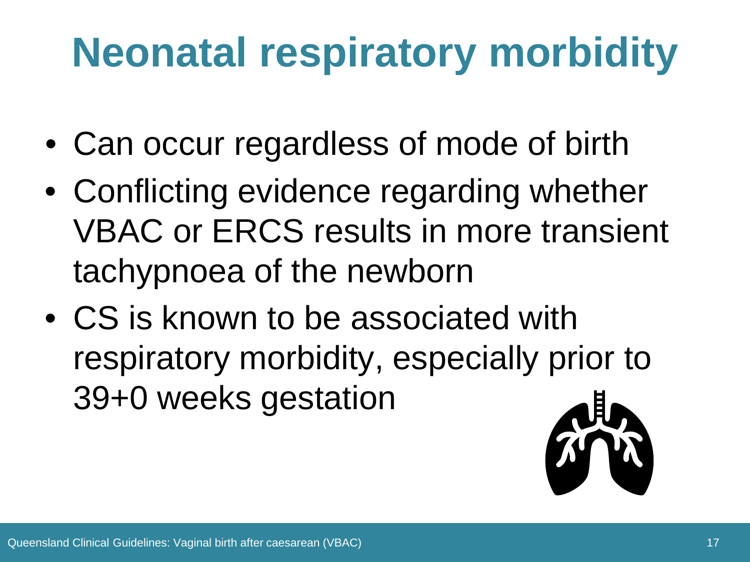# Neonatal respiratory morbidity

- Can occur regardless of mode of birth
- Conflicting evidence regarding whether VBAC or ERCS results in more transient tachypnoea of the newborn
- CS is known to be associated with respiratory morbidity, especially prior to 39+0 weeks gestation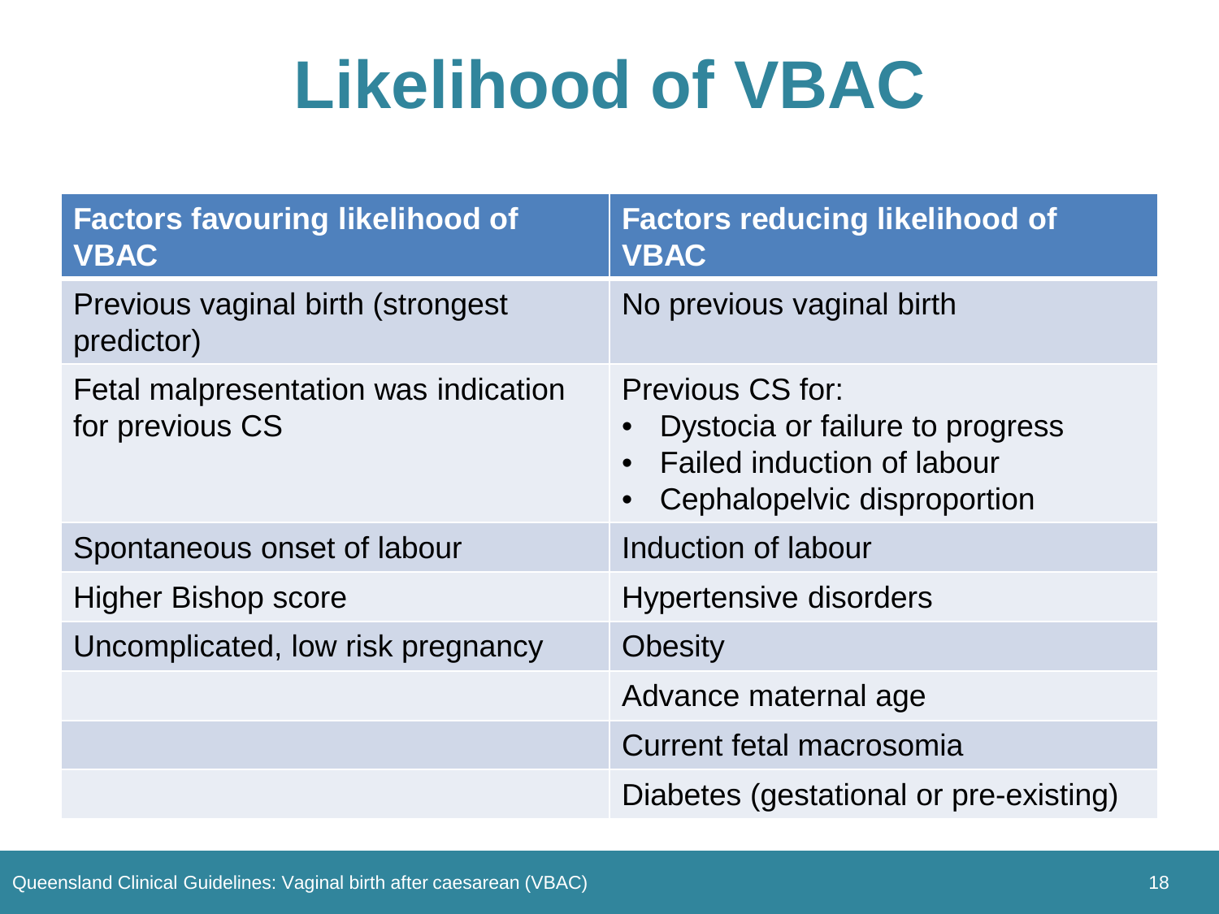# Likelihood of VBAC

| Factors favouring likelihood of VBAC | Factors reducing likelihood of VBAC |
|---|---|
| Previous vaginal birth (strongest predictor) | No previous vaginal birth |
| Fetal malpresentation was indication for previous CS | Previous CS for:<br>• Dystocia or failure to progress<br>• Failed induction of labour<br>• Cephalopelvic disproportion |
| Spontaneous onset of labour | Induction of labour |
| Higher Bishop score | Hypertensive disorders |
| Uncomplicated, low risk pregnancy | Obesity |
| | Advance maternal age |
| | Current fetal macrosomia |
| | Diabetes (gestational or pre-existing) |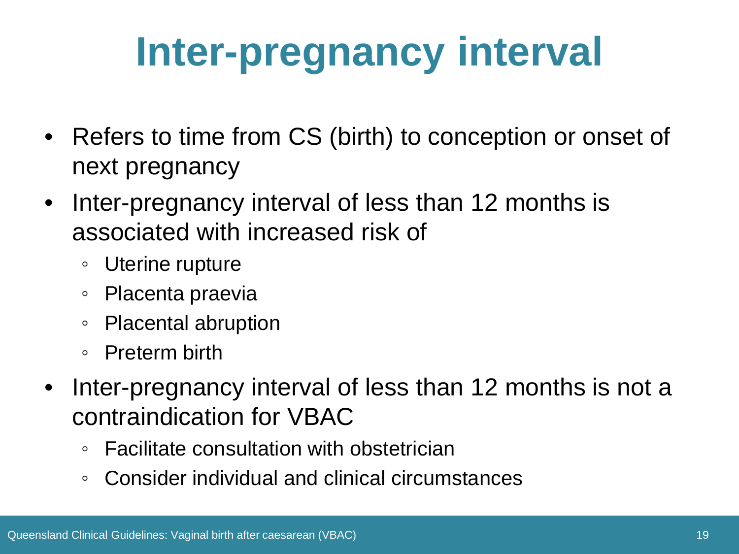# Inter-pregnancy interval

- Refers to time from CS (birth) to conception or onset of next pregnancy
- Inter-pregnancy interval of less than 12 months is associated with increased risk of
  - Uterine rupture
  - Placenta praevia
  - Placental abruption
  - Preterm birth
- Inter-pregnancy interval of less than 12 months is not a contraindication for VBAC
  - Facilitate consultation with obstetrician
  - Consider individual and clinical circumstances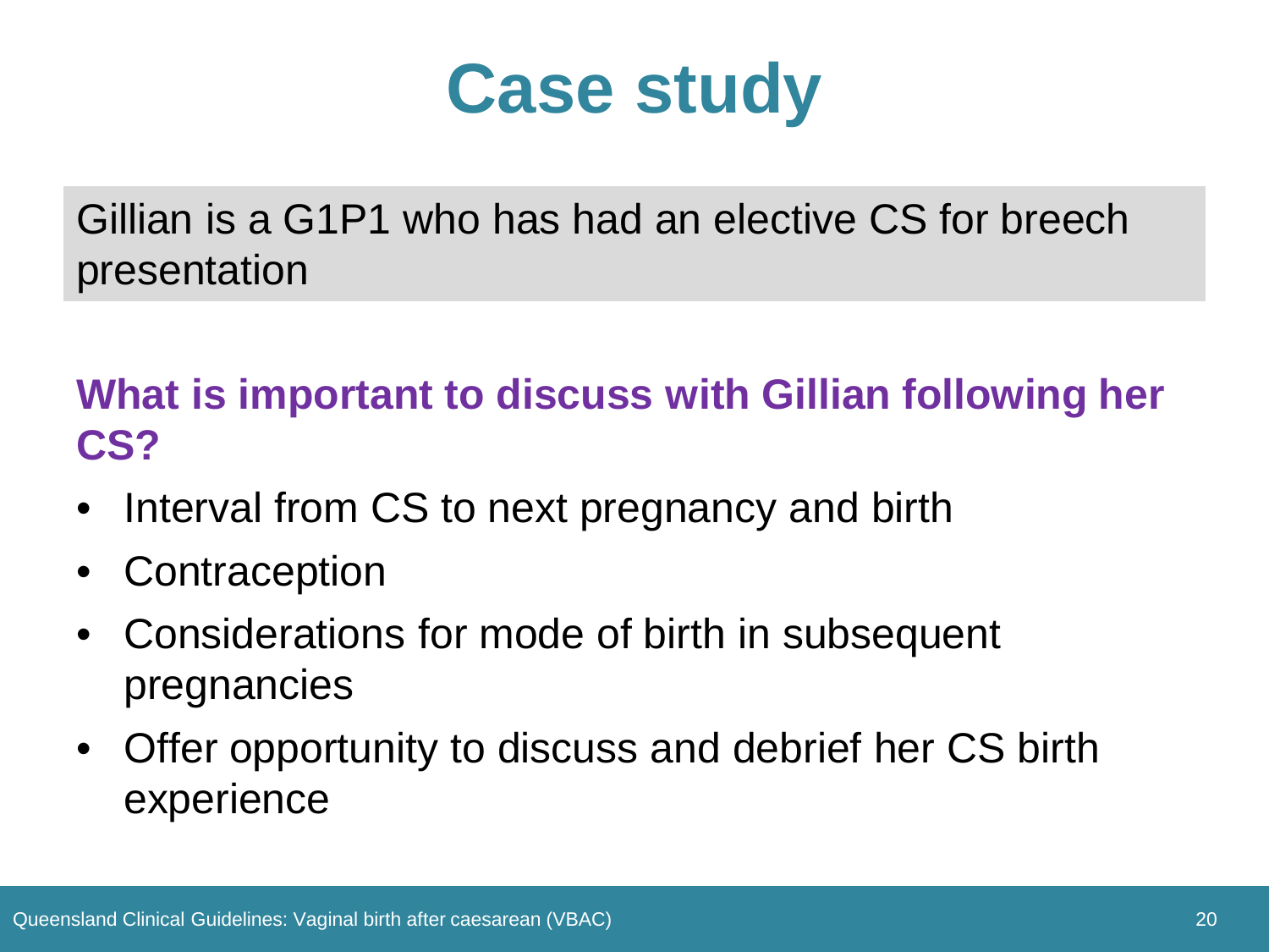# Case study

Gillian is a G1P1 who has had an elective CS for breech presentation

**What is important to discuss with Gillian following her CS?**

- Interval from CS to next pregnancy and birth
- Contraception
- Considerations for mode of birth in subsequent pregnancies
- Offer opportunity to discuss and debrief her CS birth experience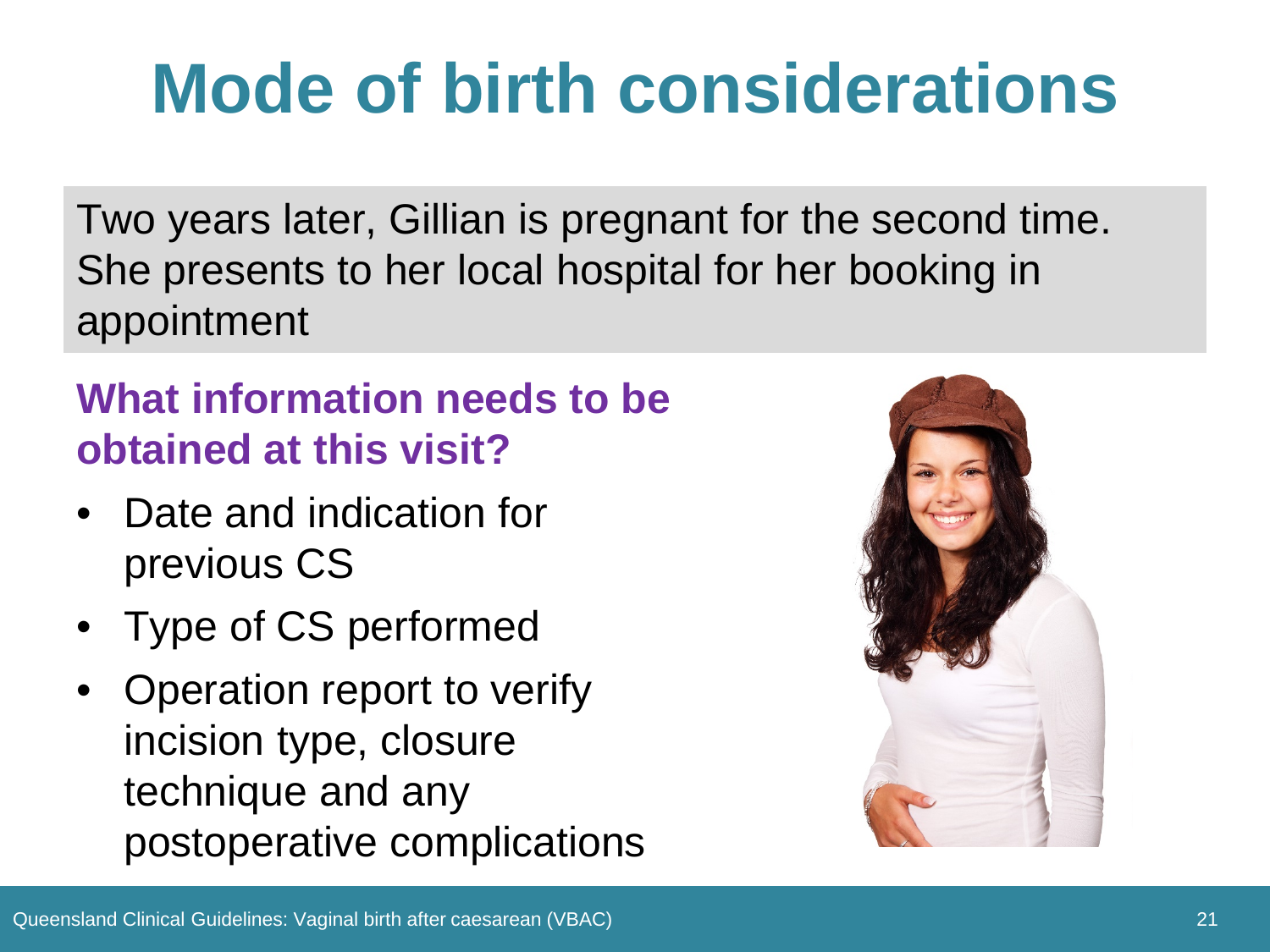# Mode of birth considerations

Two years later, Gillian is pregnant for the second time. She presents to her local hospital for her booking in appointment

**What information needs to be obtained at this visit?**

- Date and indication for previous CS
- Type of CS performed
- Operation report to verify incision type, closure technique and any postoperative complications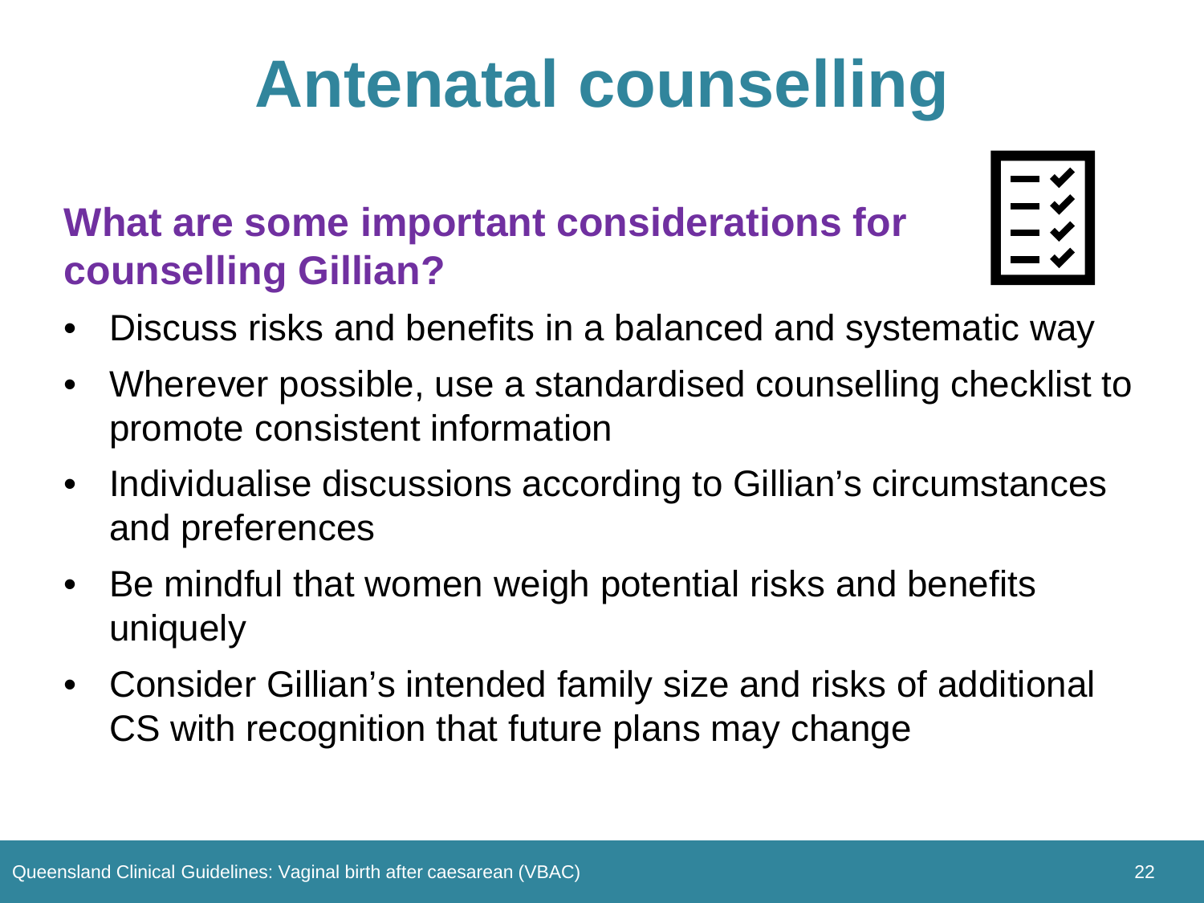# Antenatal counselling

## What are some important considerations for counselling Gillian?

- Discuss risks and benefits in a balanced and systematic way
- Wherever possible, use a standardised counselling checklist to promote consistent information
- Individualise discussions according to Gillian's circumstances and preferences
- Be mindful that women weigh potential risks and benefits uniquely
- Consider Gillian's intended family size and risks of additional CS with recognition that future plans may change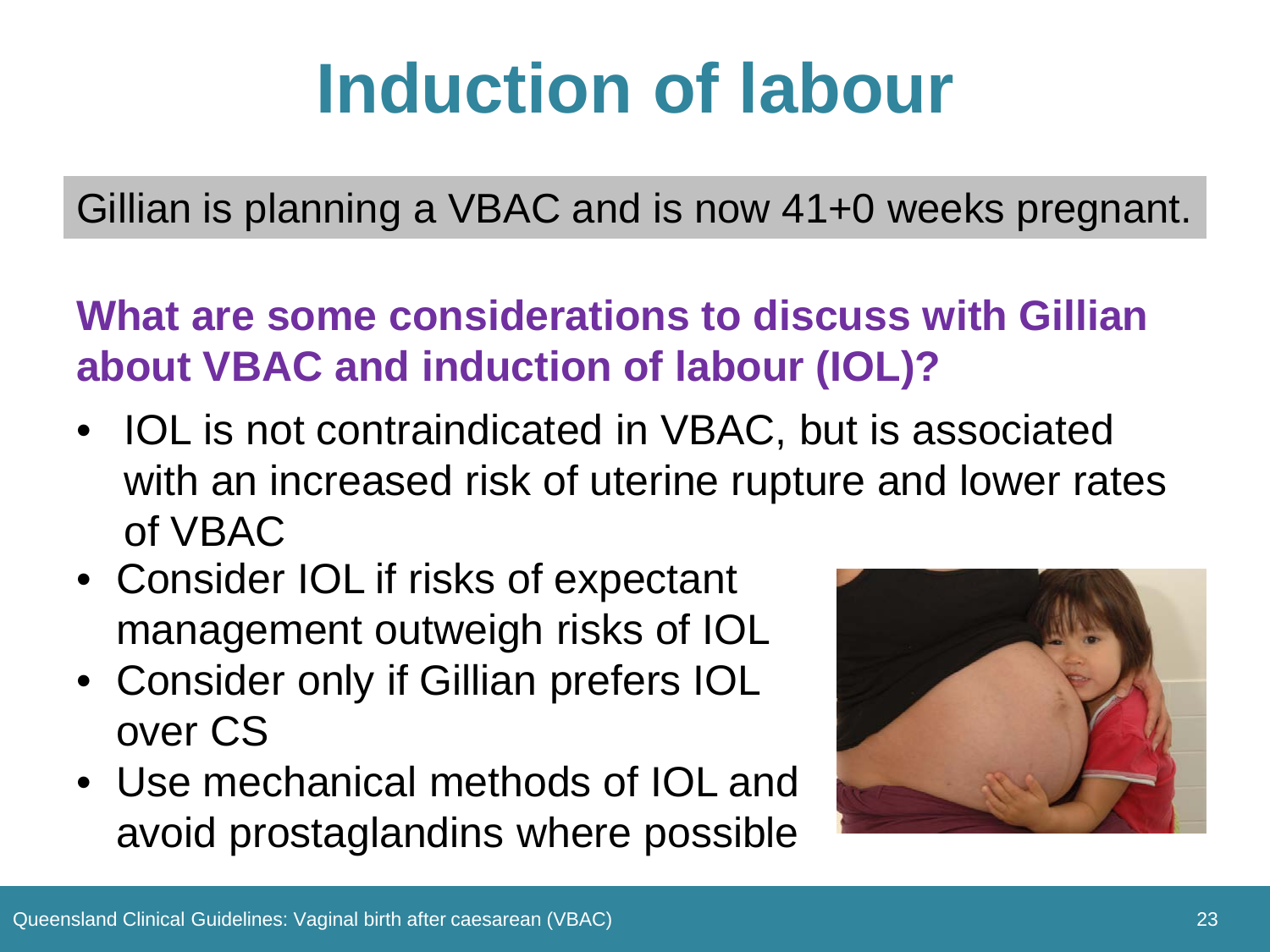# Induction of labour

Gillian is planning a VBAC and is now 41+0 weeks pregnant.

**What are some considerations to discuss with Gillian about VBAC and induction of labour (IOL)?**

- IOL is not contraindicated in VBAC, but is associated with an increased risk of uterine rupture and lower rates of VBAC
- Consider IOL if risks of expectant management outweigh risks of IOL
- Consider only if Gillian prefers IOL over CS
- Use mechanical methods of IOL and avoid prostaglandins where possible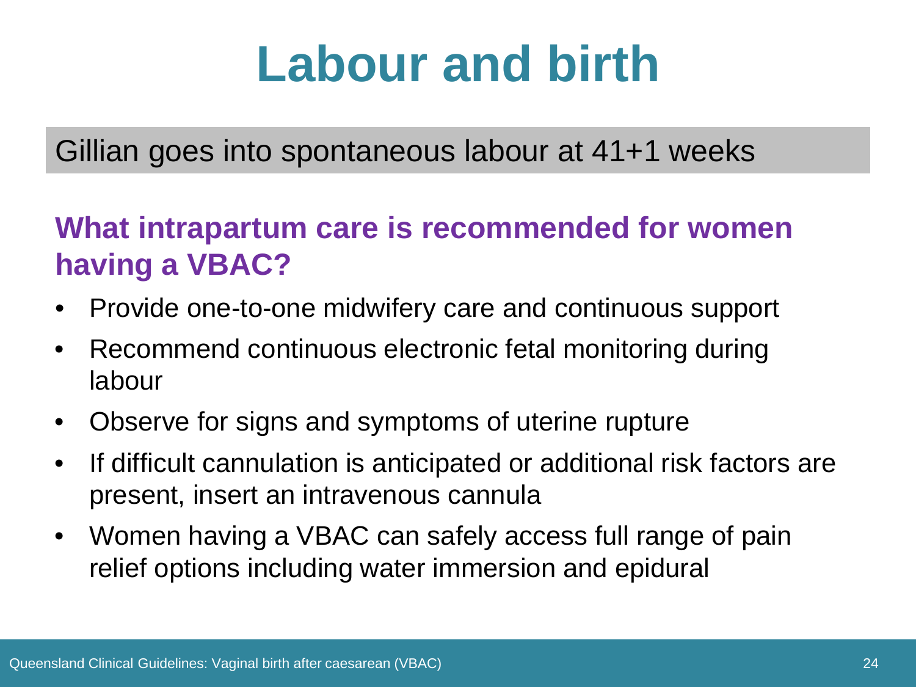# Labour and birth

Gillian goes into spontaneous labour at 41+1 weeks

## What intrapartum care is recommended for women having a VBAC?

- Provide one-to-one midwifery care and continuous support
- Recommend continuous electronic fetal monitoring during labour
- Observe for signs and symptoms of uterine rupture
- If difficult cannulation is anticipated or additional risk factors are present, insert an intravenous cannula
- Women having a VBAC can safely access full range of pain relief options including water immersion and epidural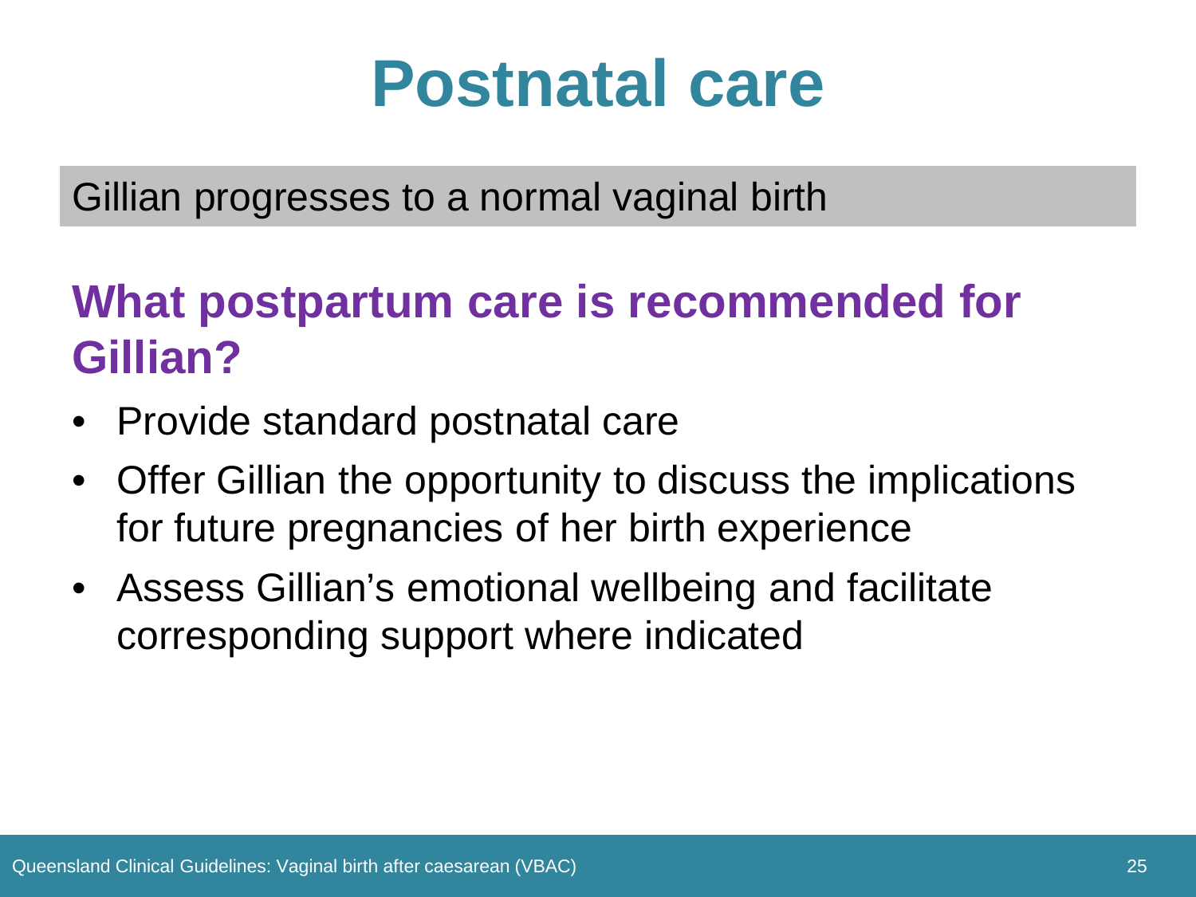# Postnatal care

Gillian progresses to a normal vaginal birth

## What postpartum care is recommended for Gillian?

- Provide standard postnatal care
- Offer Gillian the opportunity to discuss the implications for future pregnancies of her birth experience
- Assess Gillian's emotional wellbeing and facilitate corresponding support where indicated